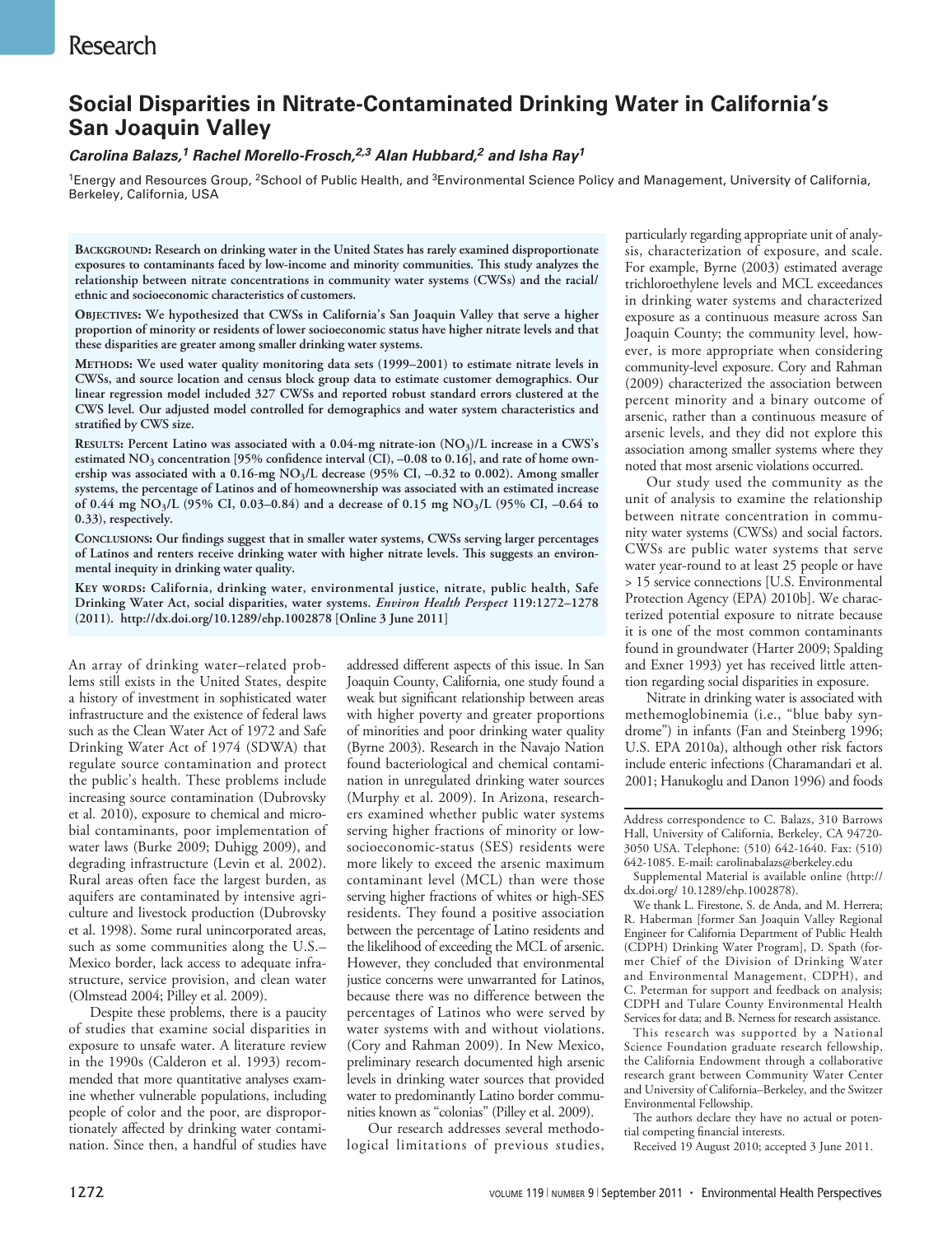Research

# Social Disparities in Nitrate-Contaminated Drinking Water in California's San Joaquin Valley

***Carolina Balazs,[1] Rachel Morello-Frosch,[2,3] Alan Hubbard,[2] and Isha Ray[1]***

[1]Energy and Resources Group, [2]School of Public Health, and [3]Environmental Science Policy and Management, University of California, Berkeley, California, USA

**Background: Research on drinking water in the United States has rarely examined disproportionate exposures to contaminants faced by low-income and minority communities. This study analyzes the relationship between nitrate concentrations in community water systems (CWSs) and the racial/ethnic and socioeconomic characteristics of customers.**

**Objectives: We hypothesized that CWSs in California's San Joaquin Valley that serve a higher proportion of minority or residents of lower socioeconomic status have higher nitrate levels and that these disparities are greater among smaller drinking water systems.**

**Methods: We used water quality monitoring data sets (1999–2001) to estimate nitrate levels in CWSs, and source location and census block group data to estimate customer demographics. Our linear regression model included 327 CWSs and reported robust standard errors clustered at the CWS level. Our adjusted model controlled for demographics and water system characteristics and stratified by CWS size.**

**Results: Percent Latino was associated with a 0.04-mg nitrate-ion ($NO_3$)/L increase in a CWS's estimated $NO_3$ concentration [95% confidence interval (CI), –0.08 to 0.16], and rate of home ownership was associated with a 0.16-mg $NO_3$/L decrease (95% CI, –0.32 to 0.002). Among smaller systems, the percentage of Latinos and of homeownership was associated with an estimated increase of 0.44 mg $NO_3$/L (95% CI, 0.03–0.84) and a decrease of 0.15 mg $NO_3$/L (95% CI, –0.64 to 0.33), respectively.**

**Conclusions: Our findings suggest that in smaller water systems, CWSs serving larger percentages of Latinos and renters receive drinking water with higher nitrate levels. This suggests an environmental inequity in drinking water quality.**

**Key words: California, drinking water, environmental justice, nitrate, public health, Safe Drinking Water Act, social disparities, water systems. *Environ Health Perspect* 119:1272–1278 (2011). http://dx.doi.org/10.1289/ehp.1002878 [Online 3 June 2011]**

An array of drinking water–related problems still exists in the United States, despite a history of investment in sophisticated water infrastructure and the existence of federal laws such as the Clean Water Act of 1972 and Safe Drinking Water Act of 1974 (SDWA) that regulate source contamination and protect the public's health. These problems include increasing source contamination (Dubrovsky et al. 2010), exposure to chemical and microbial contaminants, poor implementation of water laws (Burke 2009; Duhigg 2009), and degrading infrastructure (Levin et al. 2002). Rural areas often face the largest burden, as aquifers are contaminated by intensive agriculture and livestock production (Dubrovsky et al. 1998). Some rural unincorporated areas, such as some communities along the U.S.–Mexico border, lack access to adequate infrastructure, service provision, and clean water (Olmstead 2004; Pilley et al. 2009).

Despite these problems, there is a paucity of studies that examine social disparities in exposure to unsafe water. A literature review in the 1990s (Calderon et al. 1993) recommended that more quantitative analyses examine whether vulnerable populations, including people of color and the poor, are disproportionately affected by drinking water contamination. Since then, a handful of studies have addressed different aspects of this issue. In San Joaquin County, California, one study found a weak but significant relationship between areas with higher poverty and greater proportions of minorities and poor drinking water quality (Byrne 2003). Research in the Navajo Nation found bacteriological and chemical contamination in unregulated drinking water sources (Murphy et al. 2009). In Arizona, researchers examined whether public water systems serving higher fractions of minority or low-socioeconomic-status (SES) residents were more likely to exceed the arsenic maximum contaminant level (MCL) than were those serving higher fractions of whites or high-SES residents. They found a positive association between the percentage of Latino residents and the likelihood of exceeding the MCL of arsenic. However, they concluded that environmental justice concerns were unwarranted for Latinos, because there was no difference between the percentages of Latinos who were served by water systems with and without violations. (Cory and Rahman 2009). In New Mexico, preliminary research documented high arsenic levels in drinking water sources that provided water to predominantly Latino border communities known as "colonias" (Pilley et al. 2009).

Our research addresses several methodological limitations of previous studies, particularly regarding appropriate unit of analysis, characterization of exposure, and scale. For example, Byrne (2003) estimated average trichloroethylene levels and MCL exceedances in drinking water systems and characterized exposure as a continuous measure across San Joaquin County; the community level, however, is more appropriate when considering community-level exposure. Cory and Rahman (2009) characterized the association between percent minority and a binary outcome of arsenic, rather than a continuous measure of arsenic levels, and they did not explore this association among smaller systems where they noted that most arsenic violations occurred.

Our study used the community as the unit of analysis to examine the relationship between nitrate concentration in community water systems (CWSs) and social factors. CWSs are public water systems that serve water year-round to at least 25 people or have > 15 service connections [U.S. Environmental Protection Agency (EPA) 2010b]. We characterized potential exposure to nitrate because it is one of the most common contaminants found in groundwater (Harter 2009; Spalding and Exner 1993) yet has received little attention regarding social disparities in exposure.

Nitrate in drinking water is associated with methemoglobinemia (i.e., "blue baby syndrome") in infants (Fan and Steinberg 1996; U.S. EPA 2010a), although other risk factors include enteric infections (Charamandari et al. 2001; Hanukoglu and Danon 1996) and foods

Address correspondence to C. Balazs, 310 Barrows Hall, University of California, Berkeley, CA 94720-3050 USA. Telephone: (510) 642-1640. Fax: (510) 642-1085. E-mail: carolinabalazs@berkeley.edu

Supplemental Material is available online (http://dx.doi.org/ 10.1289/ehp.1002878).

We thank L. Firestone, S. de Anda, and M. Herrera; R. Haberman [former San Joaquin Valley Regional Engineer for California Department of Public Health (CDPH) Drinking Water Program], D. Spath (former Chief of the Division of Drinking Water and Environmental Management, CDPH), and C. Peterman for support and feedback on analysis; CDPH and Tulare County Environmental Health Services for data; and B. Nerness for research assistance.

This research was supported by a National Science Foundation graduate research fellowship, the California Endowment through a collaborative research grant between Community Water Center and University of California–Berkeley, and the Switzer Environmental Fellowship.

The authors declare they have no actual or potential competing financial interests.

Received 19 August 2010; accepted 3 June 2011.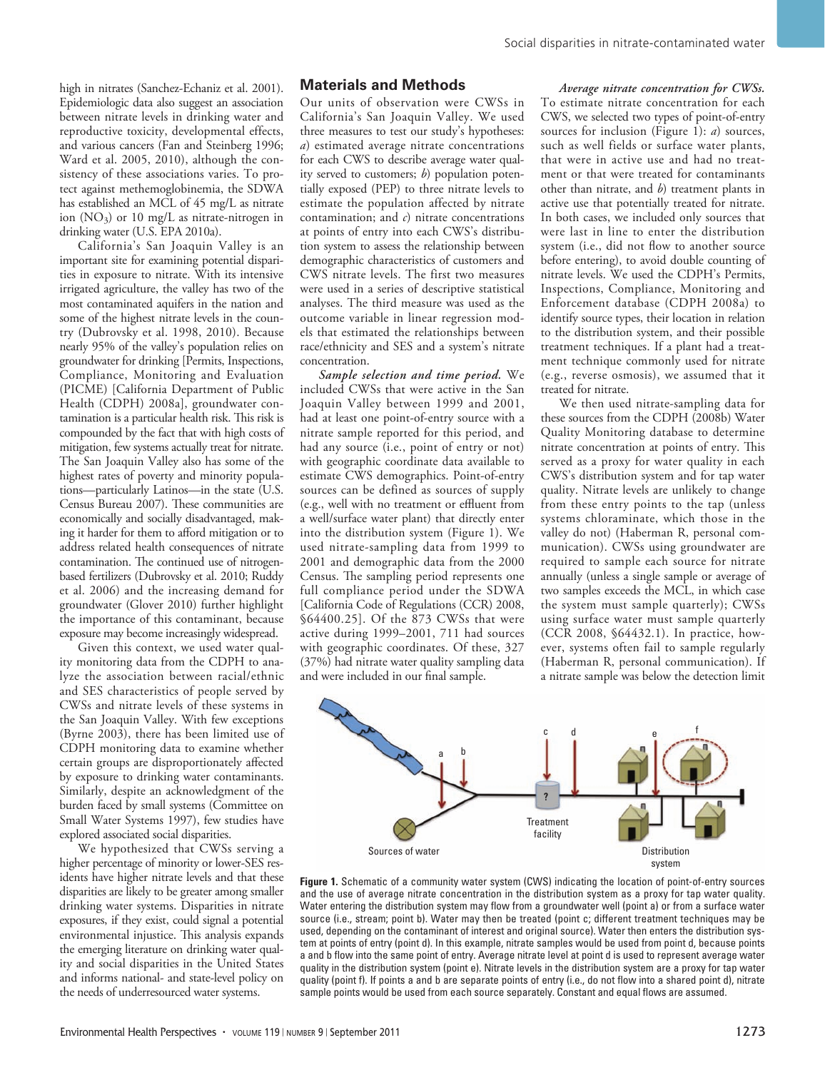high in nitrates (Sanchez-Echaniz et al. 2001). Epidemiologic data also suggest an association between nitrate levels in drinking water and reproductive toxicity, developmental effects, and various cancers (Fan and Steinberg 1996; Ward et al. 2005, 2010), although the consistency of these associations varies. To protect against methemoglobinemia, the SDWA has established an MCL of 45 mg/L as nitrate ion ($NO_3$) or 10 mg/L as nitrate-nitrogen in drinking water (U.S. EPA 2010a).

California's San Joaquin Valley is an important site for examining potential disparities in exposure to nitrate. With its intensive irrigated agriculture, the valley has two of the most contaminated aquifers in the nation and some of the highest nitrate levels in the country (Dubrovsky et al. 1998, 2010). Because nearly 95% of the valley's population relies on groundwater for drinking [Permits, Inspections, Compliance, Monitoring and Evaluation (PICME) [California Department of Public Health (CDPH) 2008a], groundwater contamination is a particular health risk. This risk is compounded by the fact that with high costs of mitigation, few systems actually treat for nitrate. The San Joaquin Valley also has some of the highest rates of poverty and minority populations—particularly Latinos—in the state (U.S. Census Bureau 2007). These communities are economically and socially disadvantaged, making it harder for them to afford mitigation or to address related health consequences of nitrate contamination. The continued use of nitrogen-based fertilizers (Dubrovsky et al. 2010; Ruddy et al. 2006) and the increasing demand for groundwater (Glover 2010) further highlight the importance of this contaminant, because exposure may become increasingly widespread.

Given this context, we used water quality monitoring data from the CDPH to analyze the association between racial/ethnic and SES characteristics of people served by CWSs and nitrate levels of these systems in the San Joaquin Valley. With few exceptions (Byrne 2003), there has been limited use of CDPH monitoring data to examine whether certain groups are disproportionately affected by exposure to drinking water contaminants. Similarly, despite an acknowledgment of the burden faced by small systems (Committee on Small Water Systems 1997), few studies have explored associated social disparities.

We hypothesized that CWSs serving a higher percentage of minority or lower-SES residents have higher nitrate levels and that these disparities are likely to be greater among smaller drinking water systems. Disparities in nitrate exposures, if they exist, could signal a potential environmental injustice. This analysis expands the emerging literature on drinking water quality and social disparities in the United States and informs national- and state-level policy on the needs of underresourced water systems.

## Materials and Methods

Our units of observation were CWSs in California's San Joaquin Valley. We used three measures to test our study's hypotheses: *a*) estimated average nitrate concentrations for each CWS to describe average water quality served to customers; *b*) population potentially exposed (PEP) to three nitrate levels to estimate the population affected by nitrate contamination; and *c*) nitrate concentrations at points of entry into each CWS's distribution system to assess the relationship between demographic characteristics of customers and CWS nitrate levels. The first two measures were used in a series of descriptive statistical analyses. The third measure was used as the outcome variable in linear regression models that estimated the relationships between race/ethnicity and SES and a system's nitrate concentration.

***Sample selection and time period.*** We included CWSs that were active in the San Joaquin Valley between 1999 and 2001, had at least one point-of-entry source with a nitrate sample reported for this period, and had any source (i.e., point of entry or not) with geographic coordinate data available to estimate CWS demographics. Point-of-entry sources can be defined as sources of supply (e.g., well with no treatment or effluent from a well/surface water plant) that directly enter into the distribution system (Figure 1). We used nitrate-sampling data from 1999 to 2001 and demographic data from the 2000 Census. The sampling period represents one full compliance period under the SDWA [California Code of Regulations (CCR) 2008, §64400.25]. Of the 873 CWSs that were active during 1999–2001, 711 had sources with geographic coordinates. Of these, 327 (37%) had nitrate water quality sampling data and were included in our final sample.

***Average nitrate concentration for CWSs.*** To estimate nitrate concentration for each CWS, we selected two types of point-of-entry sources for inclusion (Figure 1): *a*) sources, such as well fields or surface water plants, that were in active use and had no treatment or that were treated for contaminants other than nitrate, and *b*) treatment plants in active use that potentially treated for nitrate. In both cases, we included only sources that were last in line to enter the distribution system (i.e., did not flow to another source before entering), to avoid double counting of nitrate levels. We used the CDPH's Permits, Inspections, Compliance, Monitoring and Enforcement database (CDPH 2008a) to identify source types, their location in relation to the distribution system, and their possible treatment techniques. If a plant had a treatment technique commonly used for nitrate (e.g., reverse osmosis), we assumed that it treated for nitrate.

We then used nitrate-sampling data for these sources from the CDPH (2008b) Water Quality Monitoring database to determine nitrate concentration at points of entry. This served as a proxy for water quality in each CWS's distribution system and for tap water quality. Nitrate levels are unlikely to change from these entry points to the tap (unless systems chloraminate, which those in the valley do not) (Haberman R, personal communication). CWSs using groundwater are required to sample each source for nitrate annually (unless a single sample or average of two samples exceeds the MCL, in which case the system must sample quarterly); CWSs using surface water must sample quarterly (CCR 2008, §64432.1). In practice, however, systems often fail to sample regularly (Haberman R, personal communication). If a nitrate sample was below the detection limit

**Figure 1.** Schematic of a community water system (CWS) indicating the location of point-of-entry sources and the use of average nitrate concentration in the distribution system as a proxy for tap water quality. Water entering the distribution system may flow from a groundwater well (point a) or from a surface water source (i.e., stream; point b). Water may then be treated (point c; different treatment techniques may be used, depending on the contaminant of interest and original source). Water then enters the distribution system at points of entry (point d). In this example, nitrate samples would be used from point d, because points a and b flow into the same point of entry. Average nitrate level at point d is used to represent average water quality in the distribution system (point e). Nitrate levels in the distribution system are a proxy for tap water quality (point f). If points a and b are separate points of entry (i.e., do not flow into a shared point d), nitrate sample points would be used from each source separately. Constant and equal flows are assumed.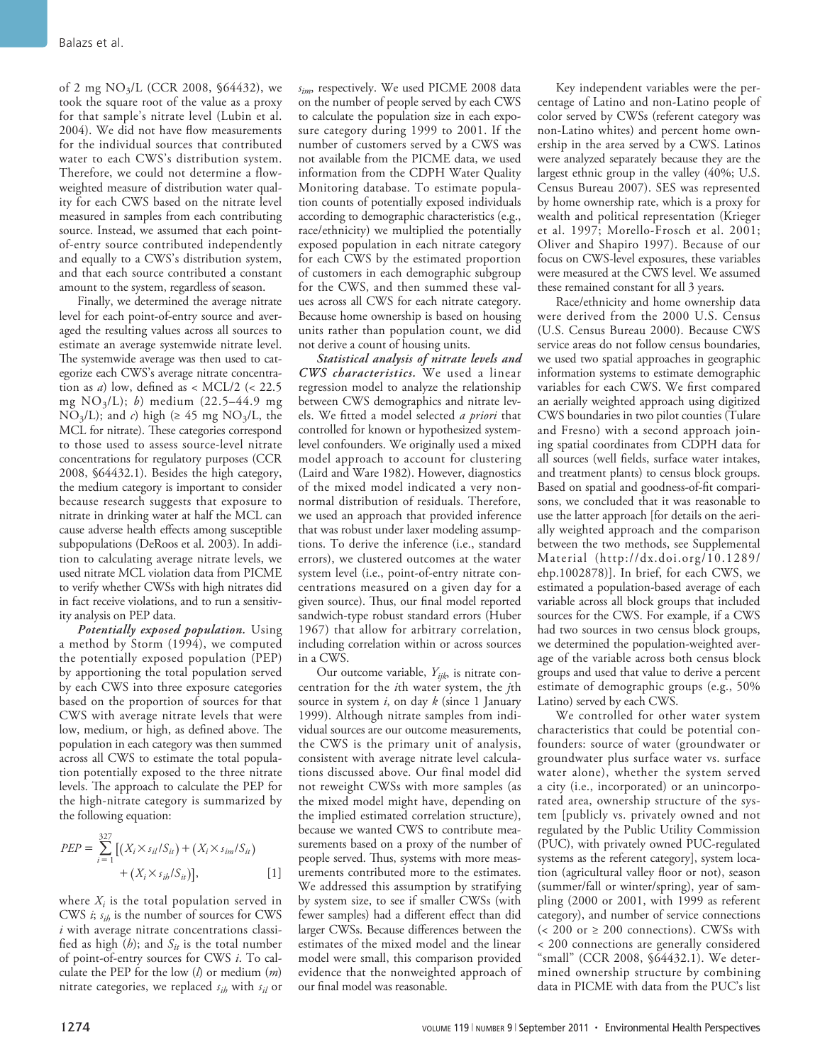of 2 mg $NO_3$/L (CCR 2008, §64432), we took the square root of the value as a proxy for that sample's nitrate level (Lubin et al. 2004). We did not have flow measurements for the individual sources that contributed water to each CWS's distribution system. Therefore, we could not determine a flow-weighted measure of distribution water quality for each CWS based on the nitrate level measured in samples from each contributing source. Instead, we assumed that each point-of-entry source contributed independently and equally to a CWS's distribution system, and that each source contributed a constant amount to the system, regardless of season.

Finally, we determined the average nitrate level for each point-of-entry source and averaged the resulting values across all sources to estimate an average systemwide nitrate level. The systemwide average was then used to categorize each CWS's average nitrate concentration as *a*) low, defined as < MCL/2 (< 22.5 mg $NO_3$/L); *b*) medium (22.5–44.9 mg $NO_3$/L); and *c*) high (≥ 45 mg $NO_3$/L, the MCL for nitrate). These categories correspond to those used to assess source-level nitrate concentrations for regulatory purposes (CCR 2008, §64432.1). Besides the high category, the medium category is important to consider because research suggests that exposure to nitrate in drinking water at half the MCL can cause adverse health effects among susceptible subpopulations (DeRoos et al. 2003). In addition to calculating average nitrate levels, we used nitrate MCL violation data from PICME to verify whether CWSs with high nitrates did in fact receive violations, and to run a sensitivity analysis on PEP data.

***Potentially exposed population.*** Using a method by Storm (1994), we computed the potentially exposed population (PEP) by apportioning the total population served by each CWS into three exposure categories based on the proportion of sources for that CWS with average nitrate levels that were low, medium, or high, as defined above. The population in each category was then summed across all CWS to estimate the total population potentially exposed to the three nitrate levels. The approach to calculate the PEP for the high-nitrate category is summarized by the following equation:

$$PEP = \sum_{i=1}^{327} \left[ (X_i \times s_{il}/S_{it}) + (X_i \times s_{im}/S_{it}) + (X_i \times s_{ih}/S_{it}) \right], \qquad [1]$$

where $X_i$ is the total population served in CWS *i*; $s_{ih}$ is the number of sources for CWS *i* with average nitrate concentrations classified as high (*h*); and $S_{it}$ is the total number of point-of-entry sources for CWS *i*. To calculate the PEP for the low (*l*) or medium (*m*) nitrate categories, we replaced $s_{ih}$ with $s_{il}$ or $s_{im}$, respectively. We used PICME 2008 data on the number of people served by each CWS to calculate the population size in each exposure category during 1999 to 2001. If the number of customers served by a CWS was not available from the PICME data, we used information from the CDPH Water Quality Monitoring database. To estimate population counts of potentially exposed individuals according to demographic characteristics (e.g., race/ethnicity) we multiplied the potentially exposed population in each nitrate category for each CWS by the estimated proportion of customers in each demographic subgroup for the CWS, and then summed these values across all CWS for each nitrate category. Because home ownership is based on housing units rather than population count, we did not derive a count of housing units.

***Statistical analysis of nitrate levels and CWS characteristics.*** We used a linear regression model to analyze the relationship between CWS demographics and nitrate levels. We fitted a model selected *a priori* that controlled for known or hypothesized system-level confounders. We originally used a mixed model approach to account for clustering (Laird and Ware 1982). However, diagnostics of the mixed model indicated a very non-normal distribution of residuals. Therefore, we used an approach that provided inference that was robust under laxer modeling assumptions. To derive the inference (i.e., standard errors), we clustered outcomes at the water system level (i.e., point-of-entry nitrate concentrations measured on a given day for a given source). Thus, our final model reported sandwich-type robust standard errors (Huber 1967) that allow for arbitrary correlation, including correlation within or across sources in a CWS.

Our outcome variable, $Y_{ijk}$, is nitrate concentration for the *i*th water system, the *j*th source in system *i*, on day *k* (since 1 January 1999). Although nitrate samples from individual sources are our outcome measurements, the CWS is the primary unit of analysis, consistent with average nitrate level calculations discussed above. Our final model did not reweight CWSs with more samples (as the mixed model might have, depending on the implied estimated correlation structure), because we wanted CWS to contribute measurements based on a proxy of the number of people served. Thus, systems with more measurements contributed more to the estimates. We addressed this assumption by stratifying by system size, to see if smaller CWSs (with fewer samples) had a different effect than did larger CWSs. Because differences between the estimates of the mixed model and the linear model were small, this comparison provided evidence that the nonweighted approach of our final model was reasonable.

Key independent variables were the percentage of Latino and non-Latino people of color served by CWSs (referent category was non-Latino whites) and percent home ownership in the area served by a CWS. Latinos were analyzed separately because they are the largest ethnic group in the valley (40%; U.S. Census Bureau 2007). SES was represented by home ownership rate, which is a proxy for wealth and political representation (Krieger et al. 1997; Morello-Frosch et al. 2001; Oliver and Shapiro 1997). Because of our focus on CWS-level exposures, these variables were measured at the CWS level. We assumed these remained constant for all 3 years.

Race/ethnicity and home ownership data were derived from the 2000 U.S. Census (U.S. Census Bureau 2000). Because CWS service areas do not follow census boundaries, we used two spatial approaches in geographic information systems to estimate demographic variables for each CWS. We first compared an aerially weighted approach using digitized CWS boundaries in two pilot counties (Tulare and Fresno) with a second approach joining spatial coordinates from CDPH data for all sources (well fields, surface water intakes, and treatment plants) to census block groups. Based on spatial and goodness-of-fit comparisons, we concluded that it was reasonable to use the latter approach [for details on the aerially weighted approach and the comparison between the two methods, see Supplemental Material (http://dx.doi.org/10.1289/ehp.1002878)]. In brief, for each CWS, we estimated a population-based average of each variable across all block groups that included sources for the CWS. For example, if a CWS had two sources in two census block groups, we determined the population-weighted average of the variable across both census block groups and used that value to derive a percent estimate of demographic groups (e.g., 50% Latino) served by each CWS.

We controlled for other water system characteristics that could be potential confounders: source of water (groundwater or groundwater plus surface water vs. surface water alone), whether the system served a city (i.e., incorporated) or an unincorporated area, ownership structure of the system [publicly vs. privately owned and not regulated by the Public Utility Commission (PUC), with privately owned PUC-regulated systems as the referent category], system location (agricultural valley floor or not), season (summer/fall or winter/spring), year of sampling (2000 or 2001, with 1999 as referent category), and number of service connections (< 200 or ≥ 200 connections). CWSs with < 200 connections are generally considered "small" (CCR 2008, §64432.1). We determined ownership structure by combining data in PICME with data from the PUC's list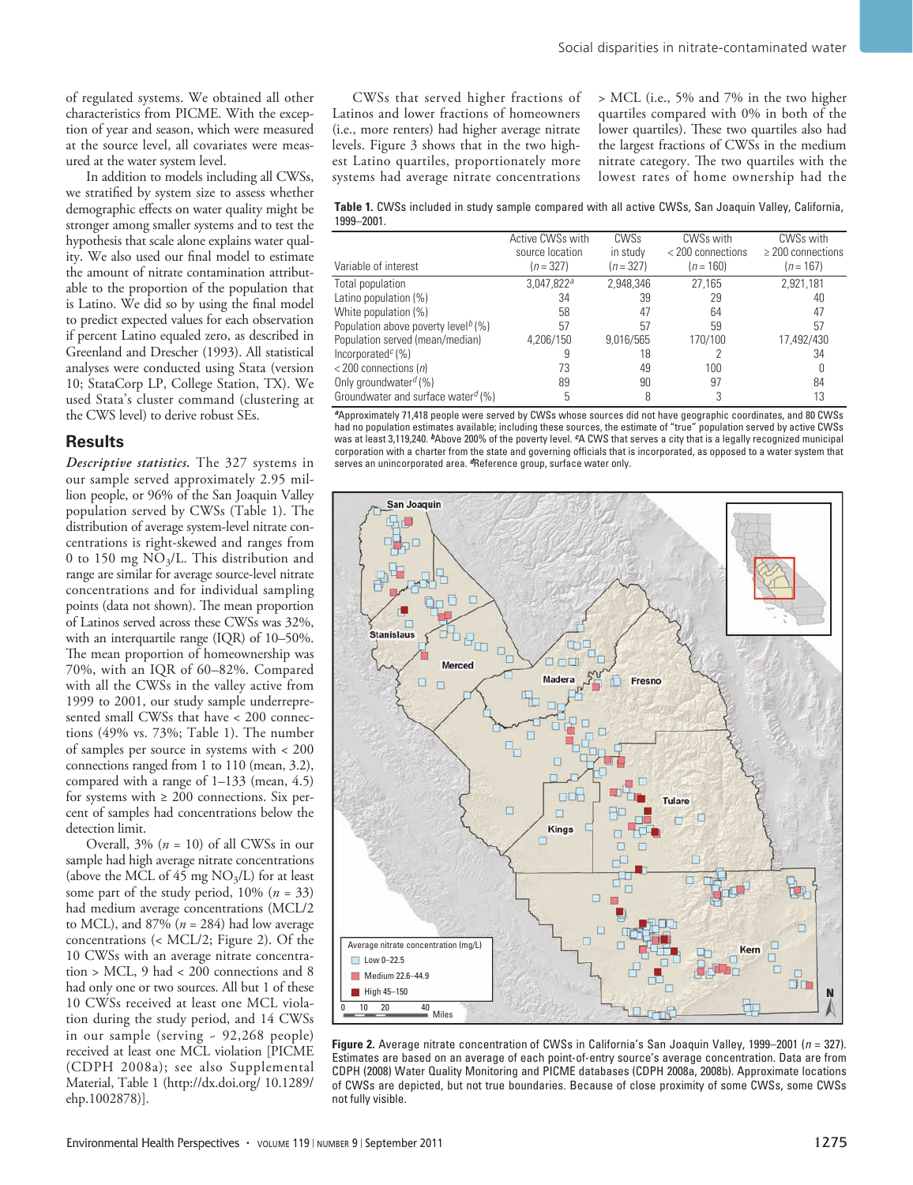of regulated systems. We obtained all other characteristics from PICME. With the exception of year and season, which were measured at the source level, all covariates were measured at the water system level.

In addition to models including all CWSs, we stratified by system size to assess whether demographic effects on water quality might be stronger among smaller systems and to test the hypothesis that scale alone explains water quality. We also used our final model to estimate the amount of nitrate contamination attributable to the proportion of the population that is Latino. We did so by using the final model to predict expected values for each observation if percent Latino equaled zero, as described in Greenland and Drescher (1993). All statistical analyses were conducted using Stata (version 10; StataCorp LP, College Station, TX). We used Stata's cluster command (clustering at the CWS level) to derive robust SEs.

## Results

*Descriptive statistics.* The 327 systems in our sample served approximately 2.95 million people, or 96% of the San Joaquin Valley population served by CWSs (Table 1). The distribution of average system-level nitrate concentrations is right-skewed and ranges from 0 to 150 mg $NO_3$/L. This distribution and range are similar for average source-level nitrate concentrations and for individual sampling points (data not shown). The mean proportion of Latinos served across these CWSs was 32%, with an interquartile range (IQR) of 10–50%. The mean proportion of homeownership was 70%, with an IQR of 60–82%. Compared with all the CWSs in the valley active from 1999 to 2001, our study sample underrepresented small CWSs that have < 200 connections (49% vs. 73%; Table 1). The number of samples per source in systems with < 200 connections ranged from 1 to 110 (mean, 3.2), compared with a range of 1–133 (mean, 4.5) for systems with ≥ 200 connections. Six percent of samples had concentrations below the detection limit.

Overall, 3% ($n$ = 10) of all CWSs in our sample had high average nitrate concentrations (above the MCL of 45 mg $NO_3$/L) for at least some part of the study period, 10% ($n$ = 33) had medium average concentrations (MCL/2 to MCL), and 87% ($n$ = 284) had low average concentrations (< MCL/2; Figure 2). Of the 10 CWSs with an average nitrate concentration > MCL, 9 had < 200 connections and 8 had only one or two sources. All but 1 of these 10 CWSs received at least one MCL violation during the study period, and 14 CWSs in our sample (serving ~ 92,268 people) received at least one MCL violation [PICME (CDPH 2008a); see also Supplemental Material, Table 1 (http://dx.doi.org/ 10.1289/ehp.1002878)].

CWSs that served higher fractions of Latinos and lower fractions of homeowners (i.e., more renters) had higher average nitrate levels. Figure 3 shows that in the two highest Latino quartiles, proportionately more systems had average nitrate concentrations > MCL (i.e., 5% and 7% in the two higher quartiles compared with 0% in both of the lower quartiles). These two quartiles also had the largest fractions of CWSs in the medium nitrate category. The two quartiles with the lowest rates of home ownership had the

**Table 1.** CWSs included in study sample compared with all active CWSs, San Joaquin Valley, California, 1999–2001.

| Variable of interest | Active CWSs with source location ($n$ = 327) | CWSs in study ($n$ = 327) | CWSs with < 200 connections ($n$ = 160) | CWSs with ≥ 200 connections ($n$ = 167) |
|---|---|---|---|---|
| Total population | 3,047,822[a] | 2,948,346 | 27,165 | 2,921,181 |
| Latino population (%) | 34 | 39 | 29 | 40 |
| White population (%) | 58 | 47 | 64 | 47 |
| Population above poverty level[b] (%) | 57 | 57 | 59 | 57 |
| Population served (mean/median) | 4,206/150 | 9,016/565 | 170/100 | 17,492/430 |
| Incorporated[c] (%) | 9 | 18 | 2 | 34 |
| < 200 connections ($n$) | 73 | 49 | 100 | 0 |
| Only groundwater[d] (%) | 89 | 90 | 97 | 84 |
| Groundwater and surface water[d] (%) | 5 | 8 | 3 | 13 |

[a]Approximately 71,418 people were served by CWSs whose sources did not have geographic coordinates, and 80 CWSs had no population estimates available; including these sources, the estimate of "true" population served by active CWSs was at least 3,119,240. [b]Above 200% of the poverty level. [c]A CWS that serves a city that is a legally recognized municipal corporation with a charter from the state and governing officials that is incorporated, as opposed to a water system that serves an unincorporated area. [d]Reference group, surface water only.

**Figure 2.** Average nitrate concentration of CWSs in California's San Joaquin Valley, 1999–2001 ($n$ = 327). Estimates are based on an average of each point-of-entry source's average concentration. Data are from CDPH (2008) Water Quality Monitoring and PICME databases (CDPH 2008a, 2008b). Approximate locations of CWSs are depicted, but not true boundaries. Because of close proximity of some CWSs, some CWSs not fully visible.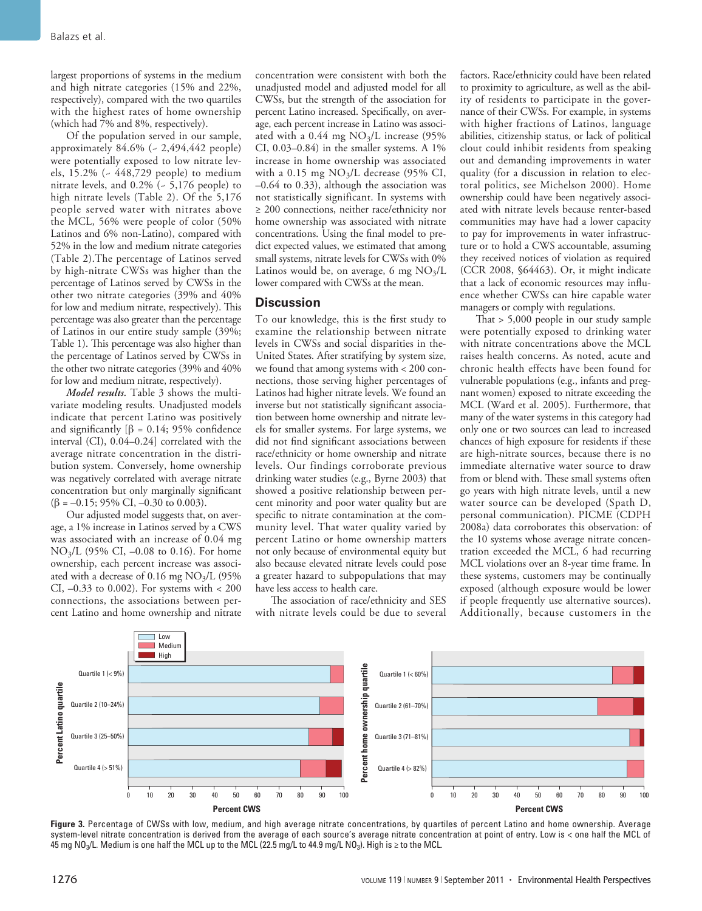largest proportions of systems in the medium and high nitrate categories (15% and 22%, respectively), compared with the two quartiles with the highest rates of home ownership (which had 7% and 8%, respectively).

Of the population served in our sample, approximately 84.6% (~ 2,494,442 people) were potentially exposed to low nitrate levels, 15.2% (~ 448,729 people) to medium nitrate levels, and 0.2% (~ 5,176 people) to high nitrate levels (Table 2). Of the 5,176 people served water with nitrates above the MCL, 56% were people of color (50% Latinos and 6% non-Latino), compared with 52% in the low and medium nitrate categories (Table 2).The percentage of Latinos served by high-nitrate CWSs was higher than the percentage of Latinos served by CWSs in the other two nitrate categories (39% and 40% for low and medium nitrate, respectively). This percentage was also greater than the percentage of Latinos in our entire study sample (39%; Table 1). This percentage was also higher than the percentage of Latinos served by CWSs in the other two nitrate categories (39% and 40% for low and medium nitrate, respectively).

***Model results.*** Table 3 shows the multivariate modeling results. Unadjusted models indicate that percent Latino was positively and significantly [$\beta = 0.14$; 95% confidence interval (CI), 0.04–0.24] correlated with the average nitrate concentration in the distribution system. Conversely, home ownership was negatively correlated with average nitrate concentration but only marginally significant ($\beta = -0.15$; 95% CI, –0.30 to 0.003).

Our adjusted model suggests that, on average, a 1% increase in Latinos served by a CWS was associated with an increase of 0.04 mg $NO_3$/L (95% CI, –0.08 to 0.16). For home ownership, each percent increase was associated with a decrease of 0.16 mg $NO_3$/L (95% CI, –0.33 to 0.002). For systems with < 200 connections, the associations between percent Latino and home ownership and nitrate concentration were consistent with both the unadjusted model and adjusted model for all CWSs, but the strength of the association for percent Latino increased. Specifically, on average, each percent increase in Latino was associated with a 0.44 mg $NO_3$/L increase (95% CI, 0.03–0.84) in the smaller systems. A 1% increase in home ownership was associated with a 0.15 mg $NO_3$/L decrease (95% CI, –0.64 to 0.33), although the association was not statistically significant. In systems with ≥ 200 connections, neither race/ethnicity nor home ownership was associated with nitrate concentrations. Using the final model to predict expected values, we estimated that among small systems, nitrate levels for CWSs with 0% Latinos would be, on average, 6 mg $NO_3$/L lower compared with CWSs at the mean.

## Discussion

To our knowledge, this is the first study to examine the relationship between nitrate levels in CWSs and social disparities in the United States. After stratifying by system size, we found that among systems with < 200 connections, those serving higher percentages of Latinos had higher nitrate levels. We found an inverse but not statistically significant association between home ownership and nitrate levels for smaller systems. For large systems, we did not find significant associations between race/ethnicity or home ownership and nitrate levels. Our findings corroborate previous drinking water studies (e.g., Byrne 2003) that showed a positive relationship between percent minority and poor water quality but are specific to nitrate contamination at the community level. That water quality varied by percent Latino or home ownership matters not only because of environmental equity but also because elevated nitrate levels could pose a greater hazard to subpopulations that may have less access to health care.

The association of race/ethnicity and SES with nitrate levels could be due to several factors. Race/ethnicity could have been related to proximity to agriculture, as well as the ability of residents to participate in the governance of their CWSs. For example, in systems with higher fractions of Latinos, language abilities, citizenship status, or lack of political clout could inhibit residents from speaking out and demanding improvements in water quality (for a discussion in relation to electoral politics, see Michelson 2000). Home ownership could have been negatively associated with nitrate levels because renter-based communities may have had a lower capacity to pay for improvements in water infrastructure or to hold a CWS accountable, assuming they received notices of violation as required (CCR 2008, §64463). Or, it might indicate that a lack of economic resources may influence whether CWSs can hire capable water managers or comply with regulations.

That > 5,000 people in our study sample were potentially exposed to drinking water with nitrate concentrations above the MCL raises health concerns. As noted, acute and chronic health effects have been found for vulnerable populations (e.g., infants and pregnant women) exposed to nitrate exceeding the MCL (Ward et al. 2005). Furthermore, that many of the water systems in this category had only one or two sources can lead to increased chances of high exposure for residents if these are high-nitrate sources, because there is no immediate alternative water source to draw from or blend with. These small systems often go years with high nitrate levels, until a new water source can be developed (Spath D, personal communication). PICME (CDPH 2008a) data corroborates this observation: of the 10 systems whose average nitrate concentration exceeded the MCL, 6 had recurring MCL violations over an 8-year time frame. In these systems, customers may be continually exposed (although exposure would be lower if people frequently use alternative sources). Additionally, because customers in the

**Figure 3.** Percentage of CWSs with low, medium, and high average nitrate concentrations, by quartiles of percent Latino and home ownership. Average system-level nitrate concentration is derived from the average of each source's average nitrate concentration at point of entry. Low is < one half the MCL of 45 mg $NO_3$/L. Medium is one half the MCL up to the MCL (22.5 mg/L to 44.9 mg/L $NO_3$). High is ≥ to the MCL.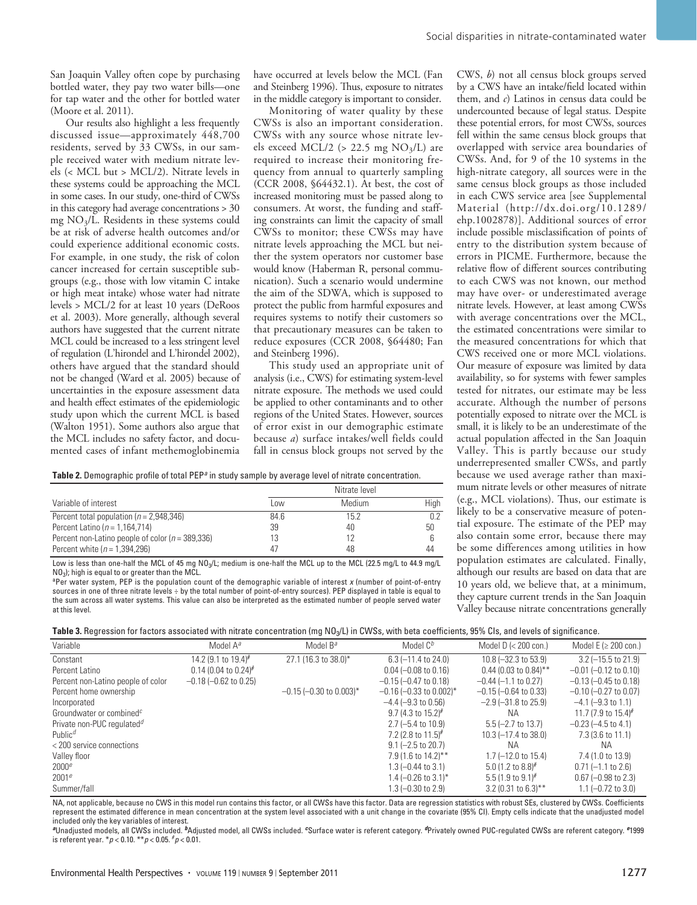San Joaquin Valley often cope by purchasing bottled water, they pay two water bills—one for tap water and the other for bottled water (Moore et al. 2011).

Our results also highlight a less frequently discussed issue—approximately 448,700 residents, served by 33 CWSs, in our sample received water with medium nitrate levels (< MCL but > MCL/2). Nitrate levels in these systems could be approaching the MCL in some cases. In our study, one-third of CWSs in this category had average concentrations > 30 mg $NO_3/L$. Residents in these systems could be at risk of adverse health outcomes and/or could experience additional economic costs. For example, in one study, the risk of colon cancer increased for certain susceptible subgroups (e.g., those with low vitamin C intake or high meat intake) whose water had nitrate levels > MCL/2 for at least 10 years (DeRoos et al. 2003). More generally, although several authors have suggested that the current nitrate MCL could be increased to a less stringent level of regulation (L'hirondel and L'hirondel 2002), others have argued that the standard should not be changed (Ward et al. 2005) because of uncertainties in the exposure assessment data and health effect estimates of the epidemiologic study upon which the current MCL is based (Walton 1951). Some authors also argue that the MCL includes no safety factor, and documented cases of infant methemoglobinemia have occurred at levels below the MCL (Fan and Steinberg 1996). Thus, exposure to nitrates in the middle category is important to consider.

Monitoring of water quality by these CWSs is also an important consideration. CWSs with any source whose nitrate levels exceed MCL/2 (> 22.5 mg $NO_3/L$) are required to increase their monitoring frequency from annual to quarterly sampling (CCR 2008, §64432.1). At best, the cost of increased monitoring must be passed along to consumers. At worst, the funding and staffing constraints can limit the capacity of small CWSs to monitor; these CWSs may have nitrate levels approaching the MCL but neither the system operators nor customer base would know (Haberman R, personal communication). Such a scenario would undermine the aim of the SDWA, which is supposed to protect the public from harmful exposures and requires systems to notify their customers so that precautionary measures can be taken to reduce exposures (CCR 2008, §64480; Fan and Steinberg 1996).

This study used an appropriate unit of analysis (i.e., CWS) for estimating system-level nitrate exposure. The methods we used could be applied to other contaminants and to other regions of the United States. However, sources of error exist in our demographic estimate because *a*) surface intakes/well fields could fall in census block groups not served by the CWS, *b*) not all census block groups served by a CWS have an intake/field located within them, and *c*) Latinos in census data could be undercounted because of legal status. Despite these potential errors, for most CWSs, sources fell within the same census block groups that overlapped with service area boundaries of CWSs. And, for 9 of the 10 systems in the high-nitrate category, all sources were in the same census block groups as those included in each CWS service area [see Supplemental Material (http://dx.doi.org/10.1289/ehp.1002878)]. Additional sources of error include possible misclassification of points of entry to the distribution system because of errors in PICME. Furthermore, because the relative flow of different sources contributing to each CWS was not known, our method may have over- or underestimated average nitrate levels. However, at least among CWSs with average concentrations over the MCL, the estimated concentrations were similar to the measured concentrations for which that CWS received one or more MCL violations. Our measure of exposure was limited by data availability, so for systems with fewer samples tested for nitrates, our estimate may be less accurate. Although the number of persons potentially exposed to nitrate over the MCL is small, it is likely to be an underestimate of the actual population affected in the San Joaquin Valley. This is partly because our study underrepresented smaller CWSs, and partly because we used average rather than maximum nitrate levels or other measures of nitrate (e.g., MCL violations). Thus, our estimate is likely to be a conservative measure of potential exposure. The estimate of the PEP may also contain some error, because there may be some differences among utilities in how population estimates are calculated. Finally, although our results are based on data that are 10 years old, we believe that, at a minimum, they capture current trends in the San Joaquin Valley because nitrate concentrations generally

**Table 2.** Demographic profile of total PEP[a] in study sample by average level of nitrate concentration.

| Variable of interest | Nitrate level: Low | Medium | High |
|---|---|---|---|
| Percent total population ($n$ = 2,948,346) | 84.6 | 15.2 | 0.2 |
| Percent Latino ($n$ = 1,164,714) | 39 | 40 | 50 |
| Percent non-Latino people of color ($n$ = 389,336) | 13 | 12 | 6 |
| Percent white ($n$ = 1,394,296) | 47 | 48 | 44 |

Low is less than one-half the MCL of 45 mg $NO_3/L$; medium is one-half the MCL up to the MCL (22.5 mg/L to 44.9 mg/L $NO_3$); high is equal to or greater than the MCL.
[a]Per water system, PEP is the population count of the demographic variable of interest $x$ (number of point-of-entry sources in one of three nitrate levels ÷ by the total number of point-of-entry sources). PEP displayed in table is equal to the sum across all water systems. This value can also be interpreted as the estimated number of people served water at this level.

**Table 3.** Regression for factors associated with nitrate concentration (mg $NO_3/L$) in CWSs, with beta coefficients, 95% CIs, and levels of significance.

| Variable | Model A[a] | Model B[a] | Model C[b] | Model D (< 200 con.) | Model E (≥ 200 con.) |
|---|---|---|---|---|---|
| Constant | 14.2 (9.1 to 19.4)[#] | 27.1 (16.3 to 38.0)* | 6.3 (–11.4 to 24.0) | 10.8 (–32.3 to 53.9) | 3.2 (–15.5 to 21.9) |
| Percent Latino | 0.14 (0.04 to 0.24)[#] | | 0.04 (–0.08 to 0.16) | 0.44 (0.03 to 0.84)** | –0.01 (–0.12 to 0.10) |
| Percent non-Latino people of color | –0.18 (–0.62 to 0.25) | | –0.15 (–0.47 to 0.18) | –0.44 (–1.1 to 0.27) | –0.13 (–0.45 to 0.18) |
| Percent home ownership | | –0.15 (–0.30 to 0.003)* | –0.16 (–0.33 to 0.002)* | –0.15 (–0.64 to 0.33) | –0.10 (–0.27 to 0.07) |
| Incorporated | | | –4.4 (–9.3 to 0.56) | –2.9 (–31.8 to 25.9) | –4.1 (–9.3 to 1.1) |
| Groundwater or combined[c] | | | 9.7 (4.3 to 15.2)[#] | NA | 11.7 (7.9 to 15.4)[#] |
| Private non-PUC regulated[d] | | | 2.7 (–5.4 to 10.9) | 5.5 (–2.7 to 13.7) | –0.23 (–4.5 to 4.1) |
| Public[d] | | | 7.2 (2.8 to 11.5)[#] | 10.3 (–17.4 to 38.0) | 7.3 (3.6 to 11.1) |
| < 200 service connections | | | 9.1 (–2.5 to 20.7) | NA | NA |
| Valley floor | | | 7.9 (1.6 to 14.2)** | 1.7 (–12.0 to 15.4) | 7.4 (1.0 to 13.9) |
| 2000[e] | | | 1.3 (–0.44 to 3.1) | 5.0 (1.2 to 8.8)[#] | 0.71 (–1.1 to 2.6) |
| 2001[e] | | | 1.4 (–0.26 to 3.1)* | 5.5 (1.9 to 9.1)[#] | 0.67 (–0.98 to 2.3) |
| Summer/fall | | | 1.3 (–0.30 to 2.9) | 3.2 (0.31 to 6.3)** | 1.1 (–0.72 to 3.0) |

NA, not applicable, because no CWS in this model run contains this factor, or all CWSs have this factor. Data are regression statistics with robust SEs, clustered by CWSs. Coefficients represent the estimated difference in mean concentration at the system level associated with a unit change in the covariate (95% CI). Empty cells indicate that the unadjusted model included only the key variables of interest.
[a]Unadjusted models, all CWSs included. [b]Adjusted model, all CWSs included. [c]Surface water is referent category. [d]Privately owned PUC-regulated CWSs are referent category. [e]1999 is referent year. *$p < 0.10$. **$p < 0.05$. [#]$p < 0.01$.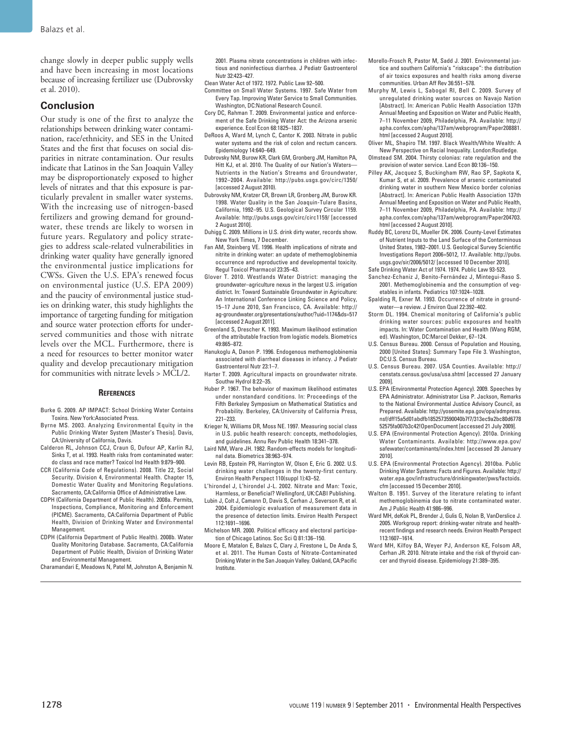change slowly in deeper public supply wells and have been increasing in most locations because of increasing fertilizer use (Dubrovsky et al. 2010).

## Conclusion

Our study is one of the first to analyze the relationships between drinking water contamination, race/ethnicity, and SES in the United States and the first that focuses on social disparities in nitrate contamination. Our results indicate that Latinos in the San Joaquin Valley may be disproportionately exposed to higher levels of nitrates and that this exposure is particularly prevalent in smaller water systems. With the increasing use of nitrogen-based fertilizers and growing demand for groundwater, these trends are likely to worsen in future years. Regulatory and policy strategies to address scale-related vulnerabilities in drinking water quality have generally ignored the environmental justice implications for CWSs. Given the U.S. EPA's renewed focus on environmental justice (U.S. EPA 2009) and the paucity of environmental justice studies on drinking water, this study highlights the importance of targeting funding for mitigation and source water protection efforts for underserved communities and those with nitrate levels over the MCL. Furthermore, there is a need for resources to better monitor water quality and develop precautionary mitigation for communities with nitrate levels > MCL/2.

### References

Burke G. 2009. AP IMPACT: School Drinking Water Contains Toxins. New York:Associated Press.

Byrne MS. 2003. Analyzing Environmental Equity in the Public Drinking Water System [Master's Thesis]. Davis, CA:University of California, Davis.

Calderon RL, Johnson CCJ, Craun G, Dufour AP, Karlin RJ, Sinks T, et al. 1993. Health risks from contaminated water: do class and race matter? Toxicol Ind Health 9:879–900.

CCR (California Code of Regulations). 2008. Title 22, Social Security. Division 4, Environmental Health. Chapter 15, Domestic Water Quality and Monitoring Regulations. Sacramento, CA:California Office of Administrative Law.

CDPH (California Department of Public Health). 2008a. Permits, Inspections, Compliance, Monitoring and Enforcement (PICME). Sacramento, CA:California Department of Public Health, Division of Drinking Water and Environmental Management.

CDPH (California Department of Public Health). 2008b. Water Quality Monitoring Database. Sacramento, CA:California Department of Public Health, Division of Drinking Water and Environmental Management.

Charamandari E, Meadows N, Patel M, Johnston A, Benjamin N. 2001. Plasma nitrate concentrations in children with infectious and noninfectious diarrhea. J Pediatr Gastroenterol Nutr 32:423–427.

Clean Water Act of 1972. 1972. Public Law 92–500.

Committee on Small Water Systems. 1997. Safe Water from Every Tap. Improving Water Service to Small Communities. Washington, DC:National Research Council.

Cory DC, Rahman T. 2009. Environmental justice and enforcement of the Safe Drinking Water Act: the Arizona arsenic experience. Ecol Econ 68:1825–1837.

DeRoos A, Ward M, Lynch C, Cantor K. 2003. Nitrate in public water systems and the risk of colon and rectum cancers. Epidemiology 14:640–649.

Dubrovsky NM, Burow KR, Clark GM, Gronberg JM, Hamilton PA, Hitt KJ, et al. 2010. The Quality of our Nation's Waters—Nutrients in the Nation's Streams and Groundwater, 1992–2004. Available: http://pubs.usgs.gov/circ/1350/ [accessed 2 August 2010].

Dubrovsky NM, Kratzer CR, Brown LR, Gronberg JM, Burow KR. 1998. Water Quality in the San Joaquin-Tulare Basins, California, 1992–95. U.S. Geological Survey Circular 1159. Available: http://pubs.usgs.gov/circ/circ1159/ [accessed 2 August 2010].

Duhigg C. 2009. Millions in U.S. drink dirty water, records show. New York Times, 7 December.

Fan AM, Steinberg VE. 1996. Health implications of nitrate and nitrite in drinking water: an update of methemoglobinemia occurrence and reproductive and developmental toxicity. Regul Toxicol Pharmacol 23:35–43.

Glover T. 2010. Westlands Water District: managing the groundwater–agriculture nexus in the largest U.S. irrigation district. In: Toward Sustainable Groundwater in Agriculture: An International Conference Linking Science and Policy, 15–17 June 2010, San Francisco, CA. Available: http://ag-groundwater.org/presentations/author/?uid=1174&ds=517 [accessed 2 August 2011].

Greenland S, Drescher K. 1993. Maximum likelihood estimation of the attributable fraction from logistic models. Biometrics 49:865–872.

Hanukoglu A, Danon P. 1996. Endogenous methemoglobinemia associated with diarrheal diseases in infancy. J Pediatr Gastroenterol Nutr 23:1–7.

Harter T. 2009. Agricultural impacts on groundwater nitrate. Southw Hydrol 8:22–35.

Huber P. 1967. The behavior of maximum likelihood estimates under nonstandard conditions. In: Proceedings of the Fifth Berkeley Symposium on Mathematical Statistics and Probability. Berkeley, CA:University of California Press, 221–233.

Krieger N, Williams DR, Moss NE. 1997. Measuring social class in U.S. public health research: concepts, methodologies, and guidelines. Annu Rev Public Health 18:341–378.

Laird NM, Ware JH. 1982. Random-effects models for longitudinal data. Biometrics 38:963–974.

Levin RB, Epstein PR, Harrington W, Olson E, Eric G. 2002. U.S. drinking water challenges in the twenty-first century. Environ Health Perspect 110(suppl 1):43–52.

L'hirondel J, L'hirondel J-L. 2002. Nitrate and Man: Toxic, Harmless, or Beneficial? Wellingford, UK:CABI Publishing.

Lubin J, Colt J, Camann D, Davis S, Cerhan J, Severson R, et al. 2004. Epidemiologic evaluation of measurement data in the presence of detection limits. Environ Health Perspect 112:1691–1696.

Michelson MR. 2000. Political efficacy and electoral participation of Chicago Latinos. Soc Sci Q 81:136–150.

Moore E, Matalon E, Balazs C, Clary J, Firestone L, De Anda S, et al. 2011. The Human Costs of Nitrate-Contaminated Drinking Water in the San Joaquin Valley. Oakland, CA:Pacific Institute.

Morello-Frosch R, Pastor M, Sadd J. 2001. Environmental justice and southern California's "riskscape": the distribution of air toxics exposures and health risks among diverse communities. Urban Aff Rev 36:551–578.

Murphy M, Lewis L, Sabogal RI, Bell C. 2009. Survey of unregulated drinking water sources on Navajo Nation [Abstract]. In: American Public Health Association 137th Annual Meeting and Exposition on Water and Public Health, 7–11 November 2009, Philadelphia, PA. Available: http://apha.confex.com/apha/137am/webprogram/Paper208881.html [accessed 2 August 2010].

Oliver ML, Shapiro TM. 1997. Black Wealth/White Wealth: A New Perspective on Racial Inequality. London:Routledge.

Olmstead SM. 2004. Thirsty colonias: rate regulation and the provision of water service. Land Econ 80:136–150.

Pilley AK, Jacquez S, Buckingham RW, Rao SP, Sapkota K, Kumar S, et al. 2009. Prevalence of arsenic contaminated drinking water in southern New Mexico border colonias [Abstract]. In: American Public Health Association 137th Annual Meeting and Exposition on Water and Public Health, 7–11 November 2009, Philadelphia, PA. Available: http://apha.confex.com/apha/137am/webprogram/Paper204703.html [accessed 2 August 2010].

Ruddy BC, Lorenz DL, Mueller DK. 2006. County-Level Estimates of Nutrient Inputs to the Land Surface of the Conterminous United States, 1982–2001. U.S. Geological Survey Scientific Investigations Report 2006–5012, 17. Available: http://pubs.usgs.gov/sir/2006/5012/ [accessed 10 December 2010].

Safe Drinking Water Act of 1974. 1974. Public Law 93-523.

Sanchez-Echaniz J, Benito-Fernández J, Mintegui-Raso S. 2001. Methemoglobinemia and the consumption of vegetables in infants. Pediatrics 107:1024–1028.

Spalding R, Exner M. 1993. Occurrence of nitrate in groundwater—a review. J Environ Qual 22:392–402.

Storm DL. 1994. Chemical monitoring of California's public drinking water sources: public exposures and health impacts. In: Water Contamination and Health (Wang RGM, ed). Washington, DC:Marcel Dekker, 67–124.

U.S. Census Bureau. 2000. Census of Population and Housing, 2000 [United States]: Summary Tape File 3. Washington, DC:U.S. Census Bureau.

U.S. Census Bureau. 2007. USA Counties. Available: http://censtats.census.gov/usa/usa.shtml [accessed 27 January 2009].

U.S. EPA (Environmental Protection Agency). 2009. Speeches by EPA Administrator. Administrator Lisa P. Jackson, Remarks to the National Environmental Justice Advisory Council, as Prepared. Available: http://yosemite.epa.gov/opa/admpress.nsf/dff15a5d01abdfb1852573590040b7f7/313ec9a2bc80d677852575fa007b3c42!OpenDocument [accessed 21 July 2009].

U.S. EPA (Environmental Protection Agency). 2010a. Drinking Water Contaminants. Available: http://www.epa.gov/safewater/contaminants/index.html [accessed 20 January 2010].

U.S. EPA (Environmental Protection Agency). 2010ba. Public Drinking Water Systems: Facts and Figures. Available: http://water.epa.gov/infrastructure/drinkingwater/pws/factoids.cfm [accessed 15 December 2010].

Walton B. 1951. Survey of the literature relating to infant methemoglobinemia due to nitrate contaminated water. Am J Public Health 41:986–996.

Ward MH, deKok PL, Brender J, Gulis G, Nolan B, VanDerslice J. 2005. Workgroup report: drinking-water nitrate and health-recent findings and research needs. Environ Health Perspect 113:1607–1614.

Ward MH, Kilfoy BA, Weyer PJ, Anderson KE, Folsom AR, Cerhan JR. 2010. Nitrate intake and the risk of thyroid cancer and thyroid disease. Epidemiology 21:389–395.